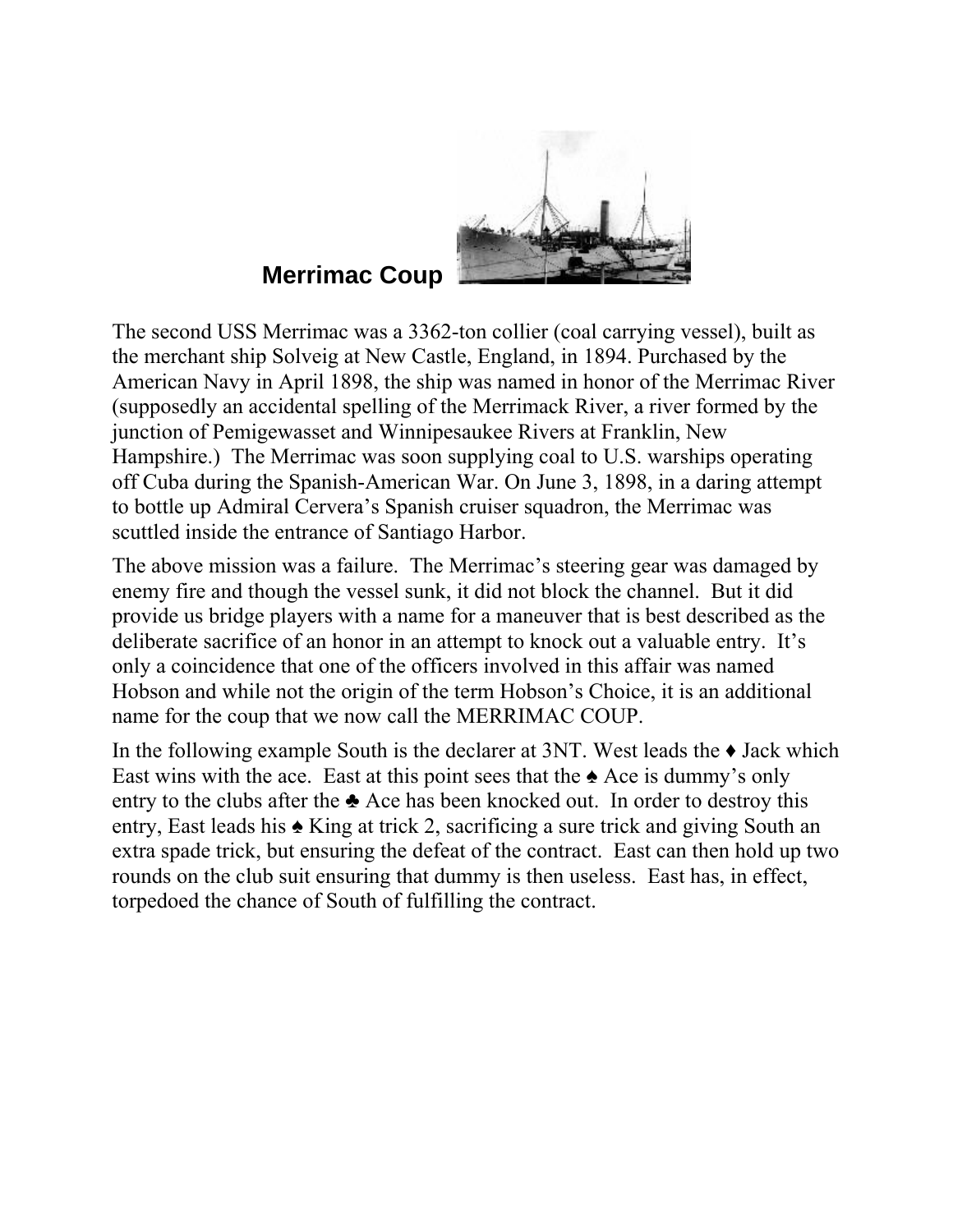# Merrimac Coup

The second USS Merrimac was a 3362-ton collier (coal carrying vessel), built as the merchant ship Solveig at New Castle, England, in 1894. Purchased by the American Navy in April 1898, the ship was named in honor of the Merrimac River (supposedly an accidental spelling of the Merrimack River, a river formed by the junction of Pemigewasset and Winnipesaukee Rivers at Franklin, New Hampshire.) The Merrimac was soon supplying coal to U.S. warships operating off Cuba during the Spanish-American War. On June 3, 1898, in a daring attempt to bottle up Admiral Cervera's Spanish cruiser squadron, the Merrimac was scuttled inside the entrance of Santiago Harbor.

The above mission was a failure. The Merrimac's steering gear was damaged by enemy fire and though the vessel sunk, it did not block the channel. But it did provide us bridge players with a name for a maneuver that is best described as the deliberate sacrifice of an honor in an attempt to knock out a valuable entry. It's only a coincidence that one of the officers involved in this affair was named Hobson and while not the origin of the term Hobson's Choice, it is an additional name for the coup that we now call the MERRIMAC COUP.

In the following example South is the declarer at 3NT. West leads the ♦ Jack which East wins with the ace. East at this point sees that the ♠ Ace is dummy's only entry to the clubs after the ♣ Ace has been knocked out. In order to destroy this entry, East leads his ♠ King at trick 2, sacrificing a sure trick and giving South an extra spade trick, but ensuring the defeat of the contract. East can then hold up two rounds on the club suit ensuring that dummy is then useless. East has, in effect, torpedoed the chance of South of fulfilling the contract.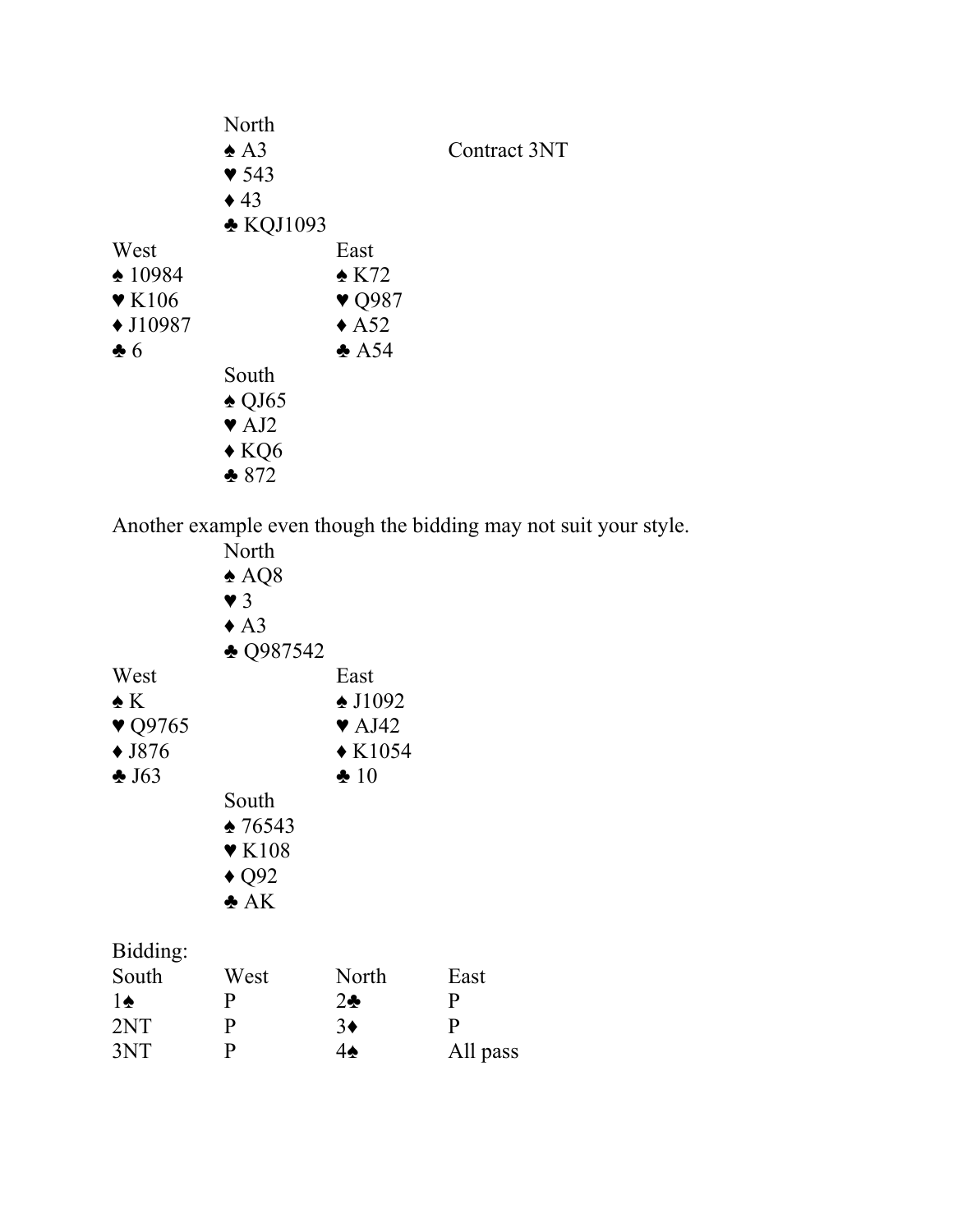```
            North
            ♠ A3                    Contract 3NT
            ♥ 543
            ♦ 43
            ♣ KQJ1093
West                   East
♠ 10984                ♠ K72
♥ K106                 ♥ Q987
♦ J10987               ♦ A52
♣ 6                    ♣ A54
            South
            ♠ QJ65
            ♥ AJ2
            ♦ KQ6
            ♣ 872
```

Another example even though the bidding may not suit your style.

```
            North
            ♠ AQ8
            ♥ 3
            ♦ A3
            ♣ Q987542
West                   East
♠ K                    ♠ J1092
♥ Q9765                ♥ AJ42
♦ J876                 ♦ K1054
♣ J63                  ♣ 10
            South
            ♠ 76543
            ♥ K108
            ♦ Q92
            ♣ AK
```

Bidding:

| South | West | North | East |
|---|---|---|---|
| 1♠ | P | 2♣ | P |
| 2NT | P | 3♦ | P |
| 3NT | P | 4♠ | All pass |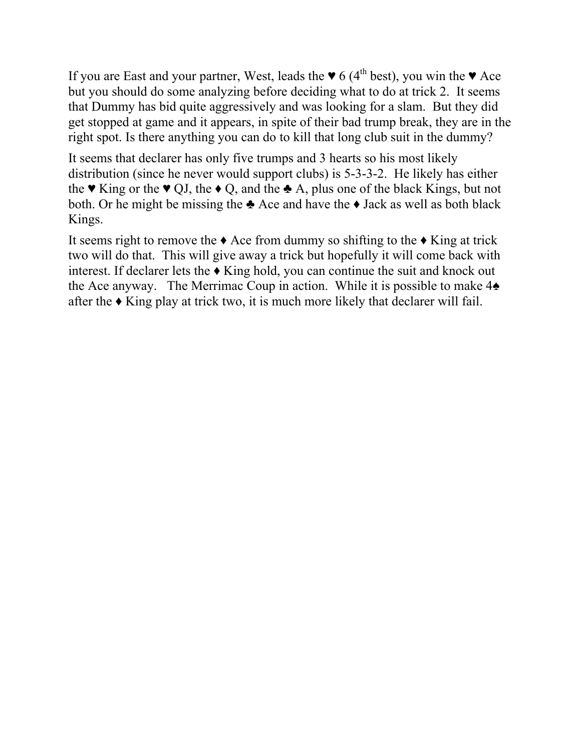If you are East and your partner, West, leads the ♥ 6 (4th best), you win the ♥ Ace but you should do some analyzing before deciding what to do at trick 2. It seems that Dummy has bid quite aggressively and was looking for a slam. But they did get stopped at game and it appears, in spite of their bad trump break, they are in the right spot. Is there anything you can do to kill that long club suit in the dummy?

It seems that declarer has only five trumps and 3 hearts so his most likely distribution (since he never would support clubs) is 5-3-3-2. He likely has either the ♥ King or the ♥ QJ, the ♦ Q, and the ♣ A, plus one of the black Kings, but not both. Or he might be missing the ♣ Ace and have the ♦ Jack as well as both black Kings.

It seems right to remove the ♦ Ace from dummy so shifting to the ♦ King at trick two will do that. This will give away a trick but hopefully it will come back with interest. If declarer lets the ♦ King hold, you can continue the suit and knock out the Ace anyway. The Merrimac Coup in action. While it is possible to make 4♠ after the ♦ King play at trick two, it is much more likely that declarer will fail.